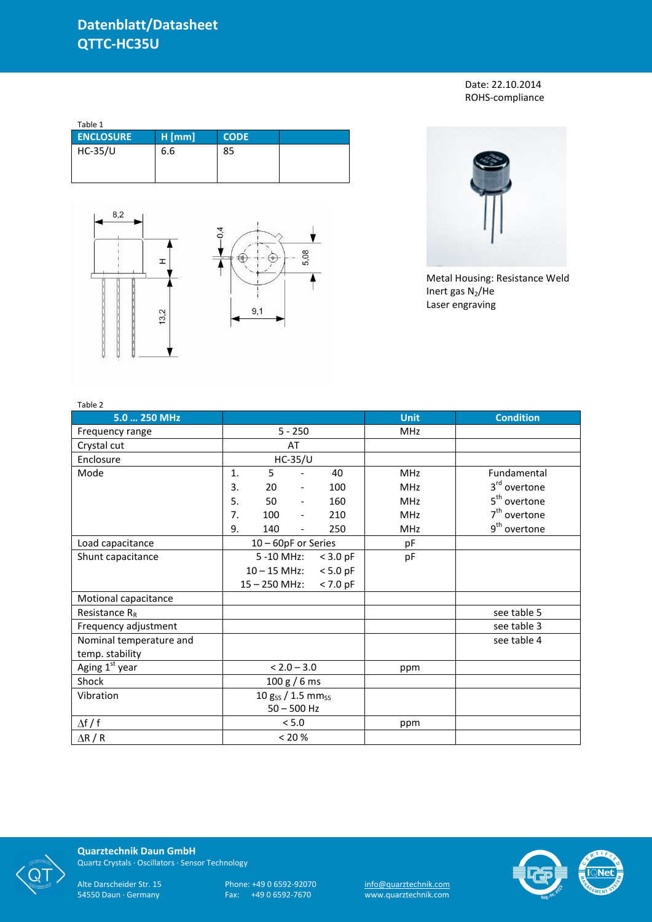# Datenblatt/Datasheet QTTC-HC35U

Date: 22.10.2014
ROHS-compliance

Table 1

| ENCLOSURE | H [mm] | CODE | |
|---|---|---|---|
| HC-35/U | 6.6 | 85 | |

Metal Housing: Resistance Weld
Inert gas $N_2$/He
Laser engraving

Table 2

| 5.0 … 250 MHz | | Unit | Condition |
|---|---|---|---|
| Frequency range | 5 - 250 | MHz | |
| Crystal cut | AT | | |
| Enclosure | HC-35/U | | |
| Mode | 1. 5 - 40 | MHz | Fundamental |
| | 3. 20 - 100 | MHz | 3rd overtone |
| | 5. 50 - 160 | MHz | 5th overtone |
| | 7. 100 - 210 | MHz | 7th overtone |
| | 9. 140 - 250 | MHz | 9th overtone |
| Load capacitance | 10 – 60pF or Series | pF | |
| Shunt capacitance | 5 -10 MHz: < 3.0 pF | pF | |
| | 10 – 15 MHz: < 5.0 pF | | |
| | 15 – 250 MHz: < 7.0 pF | | |
| Motional capacitance | | | |
| Resistance $R_R$ | | | see table 5 |
| Frequency adjustment | | | see table 3 |
| Nominal temperature and temp. stability | | | see table 4 |
| Aging 1st year | < 2.0 – 3.0 | ppm | |
| Shock | 100 g / 6 ms | | |
| Vibration | 10 $g_{SS}$ / 1.5 $mm_{SS}$ 50 – 500 Hz | | |
| $\Delta f / f$ | < 5.0 | ppm | |
| $\Delta R / R$ | < 20 % | | |

**Quarztechnik Daun GmbH**
Quartz Crystals · Oscillators · Sensor Technology

Alte Darscheider Str. 15
54550 Daun · Germany

Phone: +49 0 6592-92070
Fax: +49 0 6592-7670

info@quarztechnik.com
www.quarztechnik.com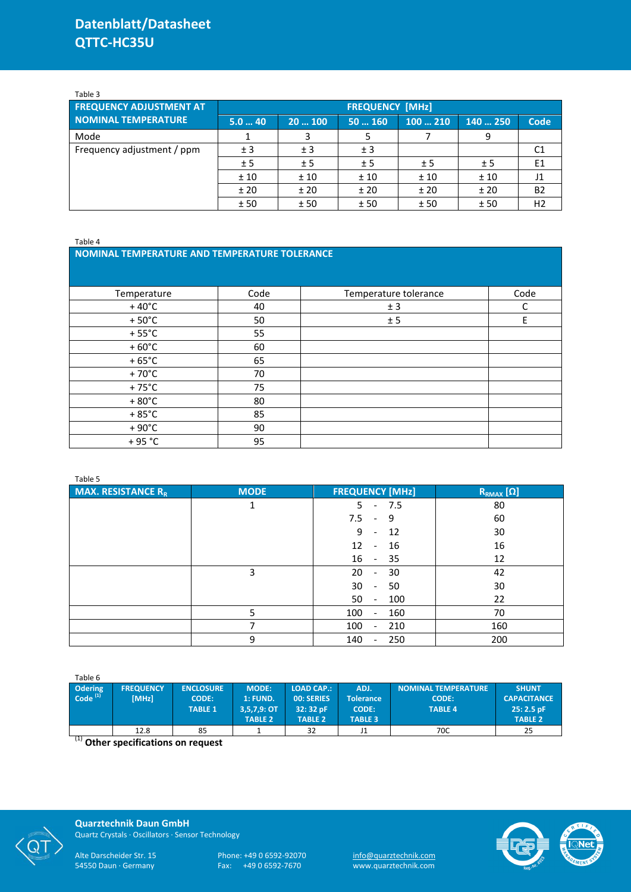Table 3

| FREQUENCY ADJUSTMENT AT NOMINAL TEMPERATURE | FREQUENCY [MHz] | | | | | |
|---|---|---|---|---|---|---|
| | 5.0 … 40 | 20 … 100 | 50 … 160 | 100 … 210 | 140 … 250 | Code |
| Mode | 1 | 3 | 5 | 7 | 9 | |
| Frequency adjustment / ppm | ± 3 | ± 3 | ± 3 | | | C1 |
| | ± 5 | ± 5 | ± 5 | ± 5 | ± 5 | E1 |
| | ± 10 | ± 10 | ± 10 | ± 10 | ± 10 | J1 |
| | ± 20 | ± 20 | ± 20 | ± 20 | ± 20 | B2 |
| | ± 50 | ± 50 | ± 50 | ± 50 | ± 50 | H2 |

Table 4

| NOMINAL TEMPERATURE AND TEMPERATURE TOLERANCE | | | |
|---|---|---|---|
| Temperature | Code | Temperature tolerance | Code |
| + 40°C | 40 | ± 3 | C |
| + 50°C | 50 | ± 5 | E |
| + 55°C | 55 | | |
| + 60°C | 60 | | |
| + 65°C | 65 | | |
| + 70°C | 70 | | |
| + 75°C | 75 | | |
| + 80°C | 80 | | |
| + 85°C | 85 | | |
| + 90°C | 90 | | |
| + 95 °C | 95 | | |

Table 5

| MAX. RESISTANCE $R_R$ | MODE | FREQUENCY [MHz] | $R_{RMAX}$ [Ω] |
|---|---|---|---|
| | 1 | 5 - 7.5 | 80 |
| | | 7.5 - 9 | 60 |
| | | 9 - 12 | 30 |
| | | 12 - 16 | 16 |
| | | 16 - 35 | 12 |
| | 3 | 20 - 30 | 42 |
| | | 30 - 50 | 30 |
| | | 50 - 100 | 22 |
| | 5 | 100 - 160 | 70 |
| | 7 | 100 - 210 | 160 |
| | 9 | 140 - 250 | 200 |

Table 6

| Odering Code [(1)] | FREQUENCY [MHz] | ENCLOSURE CODE: TABLE 1 | MODE: 1: FUND. 3,5,7,9: OT TABLE 2 | LOAD CAP.: 00: SERIES 32: 32 pF TABLE 2 | ADJ. Tolerance CODE: TABLE 3 | NOMINAL TEMPERATURE CODE: TABLE 4 | SHUNT CAPACITANCE 25: 2.5 pF TABLE 2 |
|---|---|---|---|---|---|---|---|
| | 12.8 | 85 | 1 | 32 | J1 | 70C | 25 |

[(1)] **Other specifications on request**

**Quarztechnik Daun GmbH**
Quartz Crystals · Oscillators · Sensor Technology

Alte Darscheider Str. 15
54550 Daun · Germany

Phone: +49 0 6592-92070
Fax: +49 0 6592-7670

info@quarztechnik.com
www.quarztechnik.com